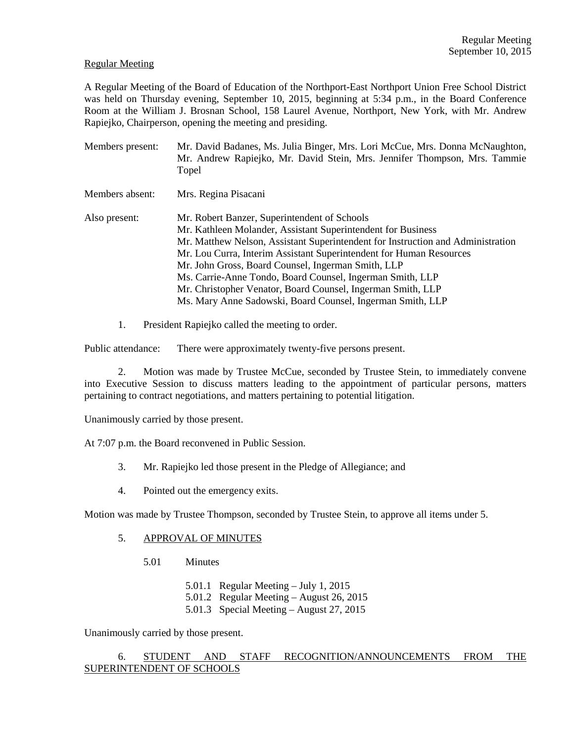Regular Meeting

A Regular Meeting of the Board of Education of the Northport-East Northport Union Free School District was held on Thursday evening, September 10, 2015, beginning at 5:34 p.m., in the Board Conference Room at the William J. Brosnan School, 158 Laurel Avenue, Northport, New York, with Mr. Andrew Rapiejko, Chairperson, opening the meeting and presiding.

Members present: Mr. David Badanes, Ms. Julia Binger, Mrs. Lori McCue, Mrs. Donna McNaughton, Mr. Andrew Rapiejko, Mr. David Stein, Mrs. Jennifer Thompson, Mrs. Tammie Topel

Members absent: Mrs. Regina Pisacani

Also present:
Mr. Robert Banzer, Superintendent of Schools
Mr. Kathleen Molander, Assistant Superintendent for Business
Mr. Matthew Nelson, Assistant Superintendent for Instruction and Administration
Mr. Lou Curra, Interim Assistant Superintendent for Human Resources
Mr. John Gross, Board Counsel, Ingerman Smith, LLP
Ms. Carrie-Anne Tondo, Board Counsel, Ingerman Smith, LLP
Mr. Christopher Venator, Board Counsel, Ingerman Smith, LLP
Ms. Mary Anne Sadowski, Board Counsel, Ingerman Smith, LLP

1. President Rapiejko called the meeting to order.

Public attendance: There were approximately twenty-five persons present.

2. Motion was made by Trustee McCue, seconded by Trustee Stein, to immediately convene into Executive Session to discuss matters leading to the appointment of particular persons, matters pertaining to contract negotiations, and matters pertaining to potential litigation.

Unanimously carried by those present.

At 7:07 p.m. the Board reconvened in Public Session.

3. Mr. Rapiejko led those present in the Pledge of Allegiance; and

4. Pointed out the emergency exits.

Motion was made by Trustee Thompson, seconded by Trustee Stein, to approve all items under 5.

5. APPROVAL OF MINUTES

5.01 Minutes

5.01.1 Regular Meeting – July 1, 2015
5.01.2 Regular Meeting – August 26, 2015
5.01.3 Special Meeting – August 27, 2015

Unanimously carried by those present.

6. STUDENT AND STAFF RECOGNITION/ANNOUNCEMENTS FROM THE SUPERINTENDENT OF SCHOOLS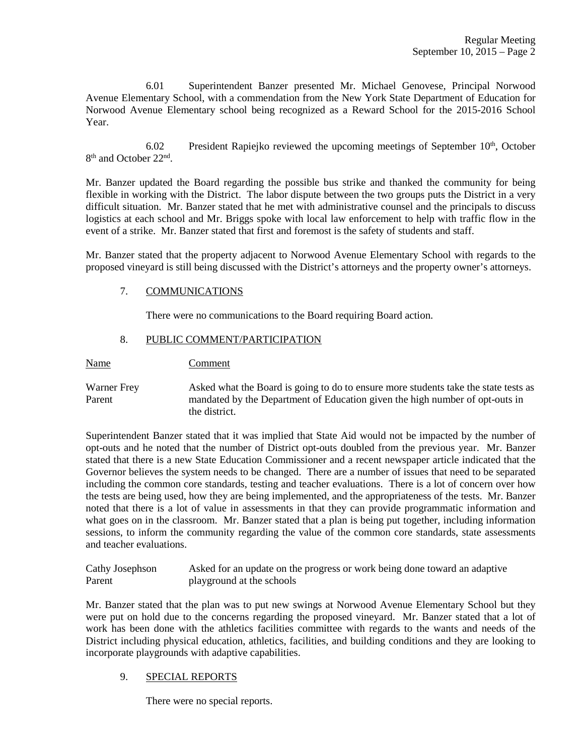6.01 Superintendent Banzer presented Mr. Michael Genovese, Principal Norwood Avenue Elementary School, with a commendation from the New York State Department of Education for Norwood Avenue Elementary school being recognized as a Reward School for the 2015-2016 School Year.

6.02 President Rapiejko reviewed the upcoming meetings of September 10th, October 8th and October 22nd.

Mr. Banzer updated the Board regarding the possible bus strike and thanked the community for being flexible in working with the District. The labor dispute between the two groups puts the District in a very difficult situation. Mr. Banzer stated that he met with administrative counsel and the principals to discuss logistics at each school and Mr. Briggs spoke with local law enforcement to help with traffic flow in the event of a strike. Mr. Banzer stated that first and foremost is the safety of students and staff.

Mr. Banzer stated that the property adjacent to Norwood Avenue Elementary School with regards to the proposed vineyard is still being discussed with the District's attorneys and the property owner's attorneys.

## 7. COMMUNICATIONS

There were no communications to the Board requiring Board action.

## 8. PUBLIC COMMENT/PARTICIPATION

| Name | Comment |
|---|---|
| Warner Frey<br>Parent | Asked what the Board is going to do to ensure more students take the state tests as mandated by the Department of Education given the high number of opt-outs in the district. |

Superintendent Banzer stated that it was implied that State Aid would not be impacted by the number of opt-outs and he noted that the number of District opt-outs doubled from the previous year. Mr. Banzer stated that there is a new State Education Commissioner and a recent newspaper article indicated that the Governor believes the system needs to be changed. There are a number of issues that need to be separated including the common core standards, testing and teacher evaluations. There is a lot of concern over how the tests are being used, how they are being implemented, and the appropriateness of the tests. Mr. Banzer noted that there is a lot of value in assessments in that they can provide programmatic information and what goes on in the classroom. Mr. Banzer stated that a plan is being put together, including information sessions, to inform the community regarding the value of the common core standards, state assessments and teacher evaluations.

| Name | Comment |
|---|---|
| Cathy Josephson<br>Parent | Asked for an update on the progress or work being done toward an adaptive playground at the schools |

Mr. Banzer stated that the plan was to put new swings at Norwood Avenue Elementary School but they were put on hold due to the concerns regarding the proposed vineyard. Mr. Banzer stated that a lot of work has been done with the athletics facilities committee with regards to the wants and needs of the District including physical education, athletics, facilities, and building conditions and they are looking to incorporate playgrounds with adaptive capabilities.

## 9. SPECIAL REPORTS

There were no special reports.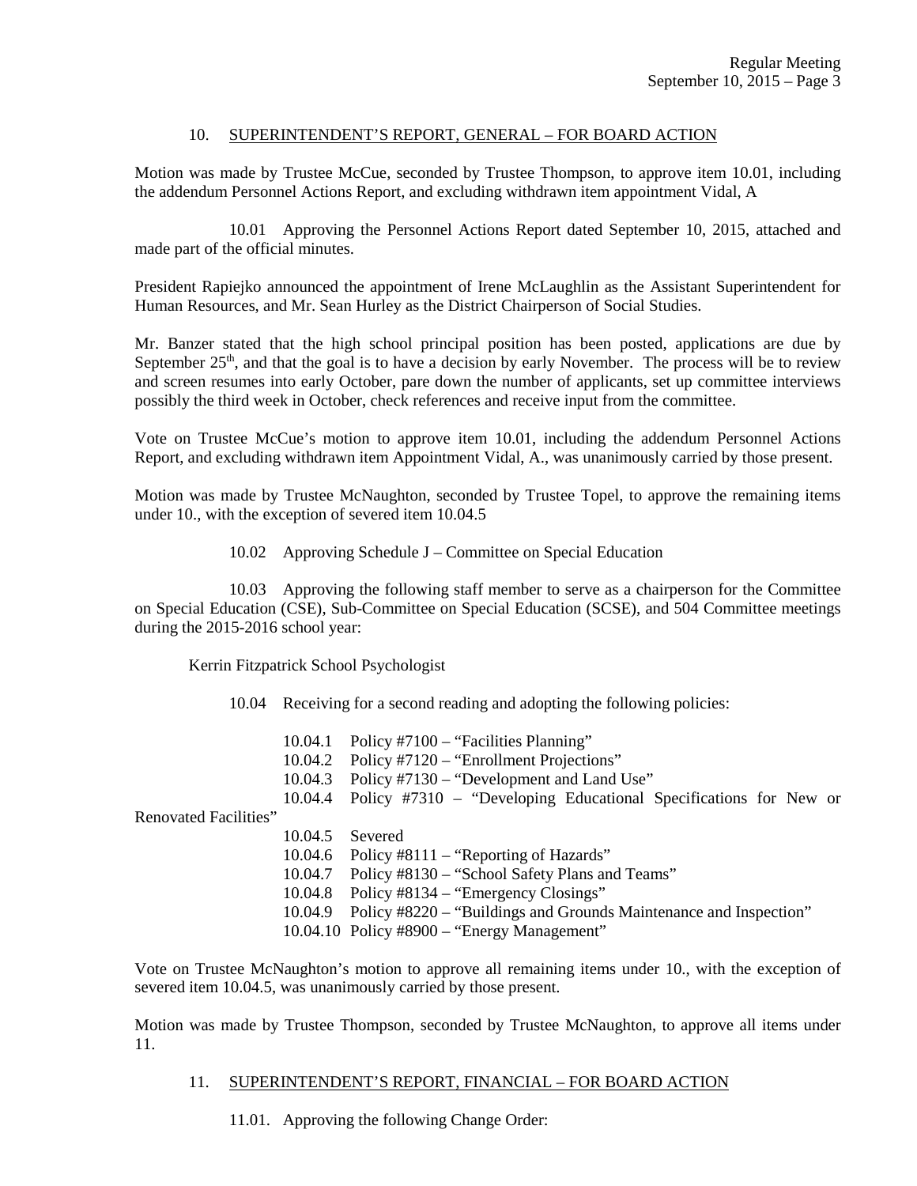## 10. SUPERINTENDENT'S REPORT, GENERAL – FOR BOARD ACTION

Motion was made by Trustee McCue, seconded by Trustee Thompson, to approve item 10.01, including the addendum Personnel Actions Report, and excluding withdrawn item appointment Vidal, A

10.01 Approving the Personnel Actions Report dated September 10, 2015, attached and made part of the official minutes.

President Rapiejko announced the appointment of Irene McLaughlin as the Assistant Superintendent for Human Resources, and Mr. Sean Hurley as the District Chairperson of Social Studies.

Mr. Banzer stated that the high school principal position has been posted, applications are due by September 25th, and that the goal is to have a decision by early November. The process will be to review and screen resumes into early October, pare down the number of applicants, set up committee interviews possibly the third week in October, check references and receive input from the committee.

Vote on Trustee McCue's motion to approve item 10.01, including the addendum Personnel Actions Report, and excluding withdrawn item Appointment Vidal, A., was unanimously carried by those present.

Motion was made by Trustee McNaughton, seconded by Trustee Topel, to approve the remaining items under 10., with the exception of severed item 10.04.5

10.02 Approving Schedule J – Committee on Special Education

10.03 Approving the following staff member to serve as a chairperson for the Committee on Special Education (CSE), Sub-Committee on Special Education (SCSE), and 504 Committee meetings during the 2015-2016 school year:

Kerrin Fitzpatrick School Psychologist

10.04 Receiving for a second reading and adopting the following policies:

- 10.04.1 Policy #7100 – "Facilities Planning"
- 10.04.2 Policy #7120 – "Enrollment Projections"
- 10.04.3 Policy #7130 – "Development and Land Use"
- 10.04.4 Policy #7310 – "Developing Educational Specifications for New or Renovated Facilities"
- 10.04.5 Severed
- 10.04.6 Policy #8111 – "Reporting of Hazards"
- 10.04.7 Policy #8130 – "School Safety Plans and Teams"
- 10.04.8 Policy #8134 – "Emergency Closings"
- 10.04.9 Policy #8220 – "Buildings and Grounds Maintenance and Inspection"
- 10.04.10 Policy #8900 – "Energy Management"

Vote on Trustee McNaughton's motion to approve all remaining items under 10., with the exception of severed item 10.04.5, was unanimously carried by those present.

Motion was made by Trustee Thompson, seconded by Trustee McNaughton, to approve all items under 11.

## 11. SUPERINTENDENT'S REPORT, FINANCIAL – FOR BOARD ACTION

11.01. Approving the following Change Order: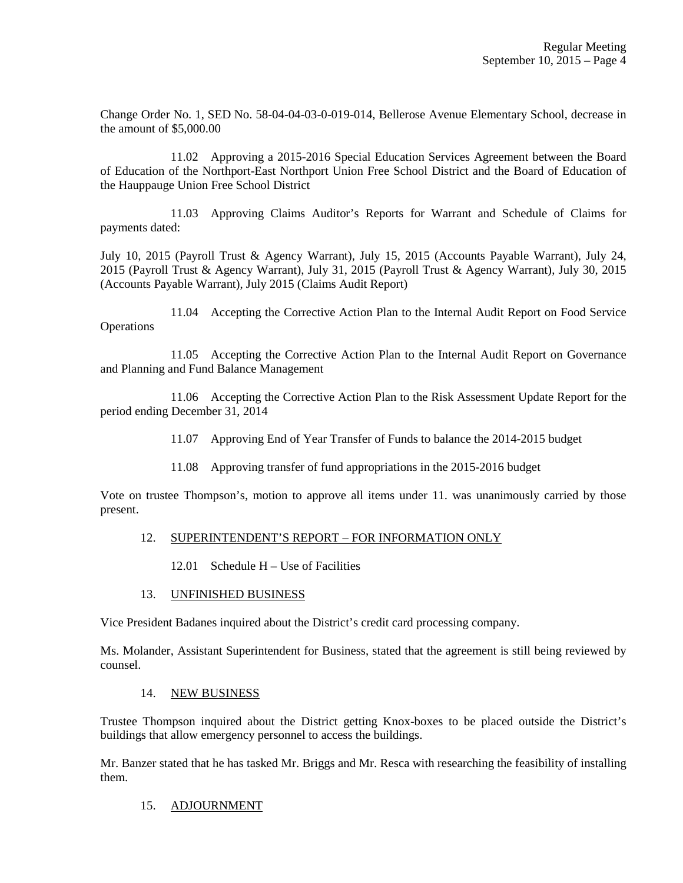Change Order No. 1, SED No. 58-04-04-03-0-019-014, Bellerose Avenue Elementary School, decrease in the amount of $5,000.00

11.02 Approving a 2015-2016 Special Education Services Agreement between the Board of Education of the Northport-East Northport Union Free School District and the Board of Education of the Hauppauge Union Free School District

11.03 Approving Claims Auditor's Reports for Warrant and Schedule of Claims for payments dated:

July 10, 2015 (Payroll Trust & Agency Warrant), July 15, 2015 (Accounts Payable Warrant), July 24, 2015 (Payroll Trust & Agency Warrant), July 31, 2015 (Payroll Trust & Agency Warrant), July 30, 2015 (Accounts Payable Warrant), July 2015 (Claims Audit Report)

11.04 Accepting the Corrective Action Plan to the Internal Audit Report on Food Service Operations

11.05 Accepting the Corrective Action Plan to the Internal Audit Report on Governance and Planning and Fund Balance Management

11.06 Accepting the Corrective Action Plan to the Risk Assessment Update Report for the period ending December 31, 2014

11.07 Approving End of Year Transfer of Funds to balance the 2014-2015 budget

11.08 Approving transfer of fund appropriations in the 2015-2016 budget

Vote on trustee Thompson's, motion to approve all items under 11. was unanimously carried by those present.

12. SUPERINTENDENT'S REPORT – FOR INFORMATION ONLY

12.01 Schedule H – Use of Facilities

13. UNFINISHED BUSINESS

Vice President Badanes inquired about the District's credit card processing company.

Ms. Molander, Assistant Superintendent for Business, stated that the agreement is still being reviewed by counsel.

14. NEW BUSINESS

Trustee Thompson inquired about the District getting Knox-boxes to be placed outside the District's buildings that allow emergency personnel to access the buildings.

Mr. Banzer stated that he has tasked Mr. Briggs and Mr. Resca with researching the feasibility of installing them.

15. ADJOURNMENT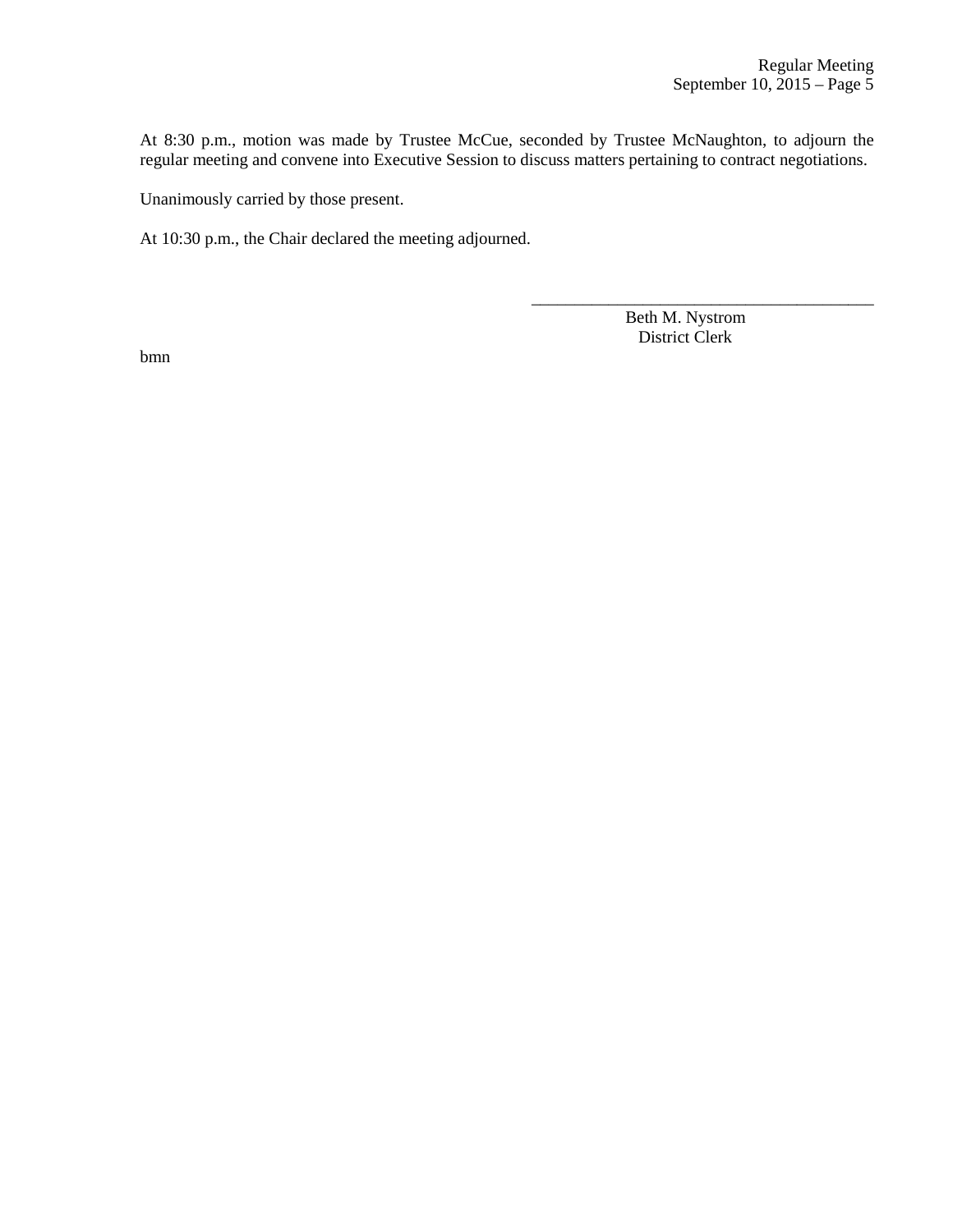At 8:30 p.m., motion was made by Trustee McCue, seconded by Trustee McNaughton, to adjourn the regular meeting and convene into Executive Session to discuss matters pertaining to contract negotiations.

Unanimously carried by those present.

At 10:30 p.m., the Chair declared the meeting adjourned.

\_\_\_\_\_\_\_\_\_\_\_\_\_\_\_\_\_\_\_\_\_\_\_\_\_\_\_\_\_\_\_\_\_\_\_\_\_\_\_\_

Beth M. Nystrom
District Clerk

bmn